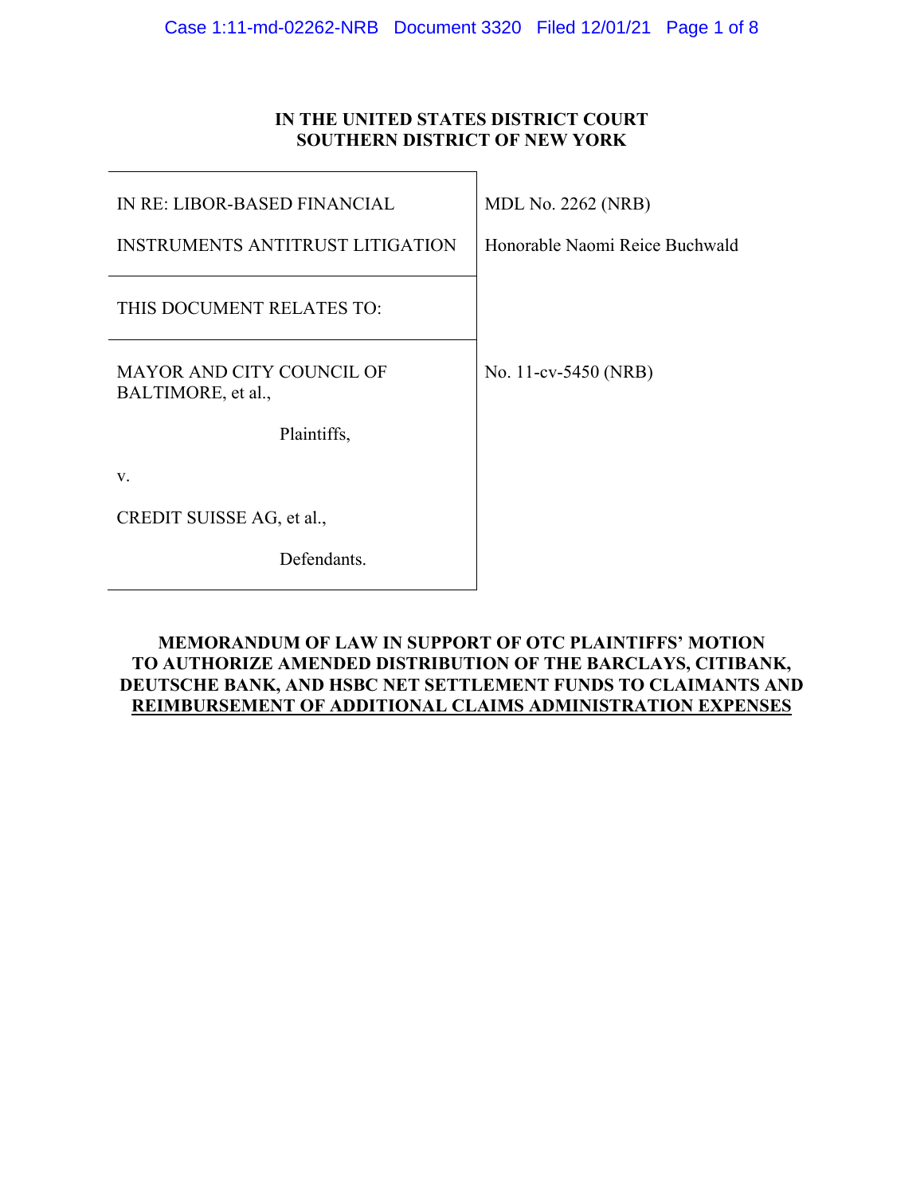**IN THE UNITED STATES DISTRICT COURT**
**SOUTHERN DISTRICT OF NEW YORK**

| | |
|---|---|
| IN RE: LIBOR-BASED FINANCIAL INSTRUMENTS ANTITRUST LITIGATION | MDL No. 2262 (NRB)<br>Honorable Naomi Reice Buchwald |
| THIS DOCUMENT RELATES TO: | |
| MAYOR AND CITY COUNCIL OF BALTIMORE, et al.,<br>Plaintiffs,<br>v.<br>CREDIT SUISSE AG, et al.,<br>Defendants. | No. 11-cv-5450 (NRB) |

**MEMORANDUM OF LAW IN SUPPORT OF OTC PLAINTIFFS' MOTION TO AUTHORIZE AMENDED DISTRIBUTION OF THE BARCLAYS, CITIBANK, DEUTSCHE BANK, AND HSBC NET SETTLEMENT FUNDS TO CLAIMANTS AND REIMBURSEMENT OF ADDITIONAL CLAIMS ADMINISTRATION EXPENSES**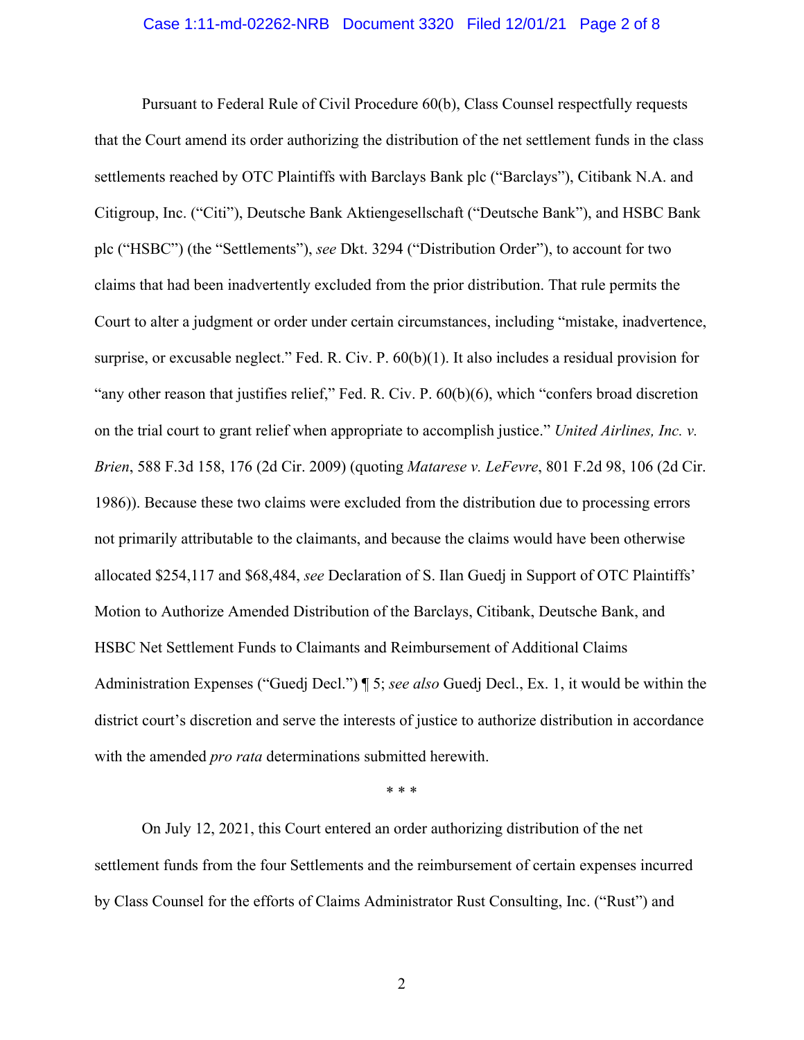Pursuant to Federal Rule of Civil Procedure 60(b), Class Counsel respectfully requests that the Court amend its order authorizing the distribution of the net settlement funds in the class settlements reached by OTC Plaintiffs with Barclays Bank plc ("Barclays"), Citibank N.A. and Citigroup, Inc. ("Citi"), Deutsche Bank Aktiengesellschaft ("Deutsche Bank"), and HSBC Bank plc ("HSBC") (the "Settlements"), *see* Dkt. 3294 ("Distribution Order"), to account for two claims that had been inadvertently excluded from the prior distribution. That rule permits the Court to alter a judgment or order under certain circumstances, including "mistake, inadvertence, surprise, or excusable neglect." Fed. R. Civ. P. 60(b)(1). It also includes a residual provision for "any other reason that justifies relief," Fed. R. Civ. P. 60(b)(6), which "confers broad discretion on the trial court to grant relief when appropriate to accomplish justice." *United Airlines, Inc. v. Brien*, 588 F.3d 158, 176 (2d Cir. 2009) (quoting *Matarese v. LeFevre*, 801 F.2d 98, 106 (2d Cir. 1986)). Because these two claims were excluded from the distribution due to processing errors not primarily attributable to the claimants, and because the claims would have been otherwise allocated $254,117 and $68,484, *see* Declaration of S. Ilan Guedj in Support of OTC Plaintiffs' Motion to Authorize Amended Distribution of the Barclays, Citibank, Deutsche Bank, and HSBC Net Settlement Funds to Claimants and Reimbursement of Additional Claims Administration Expenses ("Guedj Decl.") ¶ 5; *see also* Guedj Decl., Ex. 1, it would be within the district court's discretion and serve the interests of justice to authorize distribution in accordance with the amended *pro rata* determinations submitted herewith.

\* \* \*

On July 12, 2021, this Court entered an order authorizing distribution of the net settlement funds from the four Settlements and the reimbursement of certain expenses incurred by Class Counsel for the efforts of Claims Administrator Rust Consulting, Inc. ("Rust") and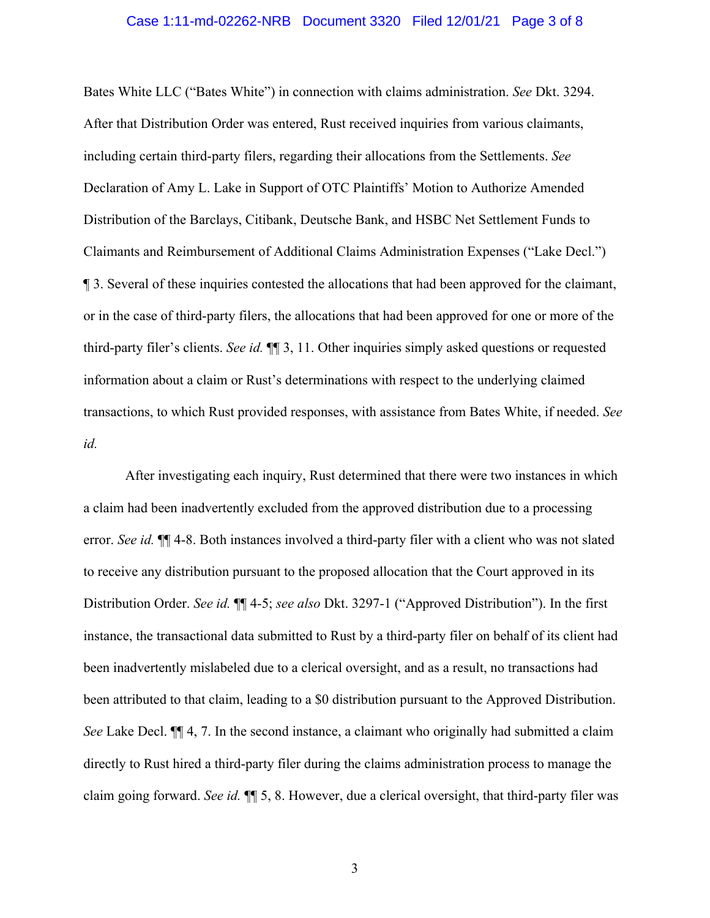Bates White LLC ("Bates White") in connection with claims administration. *See* Dkt. 3294. After that Distribution Order was entered, Rust received inquiries from various claimants, including certain third-party filers, regarding their allocations from the Settlements. *See* Declaration of Amy L. Lake in Support of OTC Plaintiffs' Motion to Authorize Amended Distribution of the Barclays, Citibank, Deutsche Bank, and HSBC Net Settlement Funds to Claimants and Reimbursement of Additional Claims Administration Expenses ("Lake Decl.") ¶ 3. Several of these inquiries contested the allocations that had been approved for the claimant, or in the case of third-party filers, the allocations that had been approved for one or more of the third-party filer's clients. *See id.* ¶¶ 3, 11. Other inquiries simply asked questions or requested information about a claim or Rust's determinations with respect to the underlying claimed transactions, to which Rust provided responses, with assistance from Bates White, if needed. *See id.*

After investigating each inquiry, Rust determined that there were two instances in which a claim had been inadvertently excluded from the approved distribution due to a processing error. *See id.* ¶¶ 4-8. Both instances involved a third-party filer with a client who was not slated to receive any distribution pursuant to the proposed allocation that the Court approved in its Distribution Order. *See id.* ¶¶ 4-5; *see also* Dkt. 3297-1 ("Approved Distribution"). In the first instance, the transactional data submitted to Rust by a third-party filer on behalf of its client had been inadvertently mislabeled due to a clerical oversight, and as a result, no transactions had been attributed to that claim, leading to a $0 distribution pursuant to the Approved Distribution. *See* Lake Decl. ¶¶ 4, 7. In the second instance, a claimant who originally had submitted a claim directly to Rust hired a third-party filer during the claims administration process to manage the claim going forward. *See id.* ¶¶ 5, 8. However, due a clerical oversight, that third-party filer was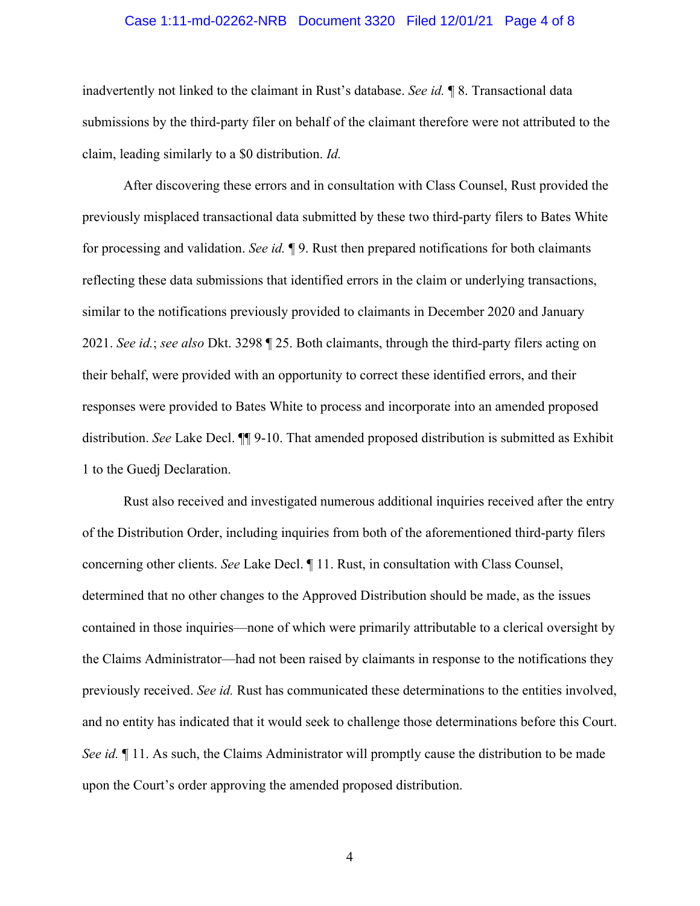inadvertently not linked to the claimant in Rust's database. *See id.* ¶ 8. Transactional data submissions by the third-party filer on behalf of the claimant therefore were not attributed to the claim, leading similarly to a $0 distribution. *Id.*

After discovering these errors and in consultation with Class Counsel, Rust provided the previously misplaced transactional data submitted by these two third-party filers to Bates White for processing and validation. *See id.* ¶ 9. Rust then prepared notifications for both claimants reflecting these data submissions that identified errors in the claim or underlying transactions, similar to the notifications previously provided to claimants in December 2020 and January 2021. *See id.*; *see also* Dkt. 3298 ¶ 25. Both claimants, through the third-party filers acting on their behalf, were provided with an opportunity to correct these identified errors, and their responses were provided to Bates White to process and incorporate into an amended proposed distribution. *See* Lake Decl. ¶¶ 9-10. That amended proposed distribution is submitted as Exhibit 1 to the Guedj Declaration.

Rust also received and investigated numerous additional inquiries received after the entry of the Distribution Order, including inquiries from both of the aforementioned third-party filers concerning other clients. *See* Lake Decl. ¶ 11. Rust, in consultation with Class Counsel, determined that no other changes to the Approved Distribution should be made, as the issues contained in those inquiries—none of which were primarily attributable to a clerical oversight by the Claims Administrator—had not been raised by claimants in response to the notifications they previously received. *See id.* Rust has communicated these determinations to the entities involved, and no entity has indicated that it would seek to challenge those determinations before this Court. *See id.* ¶ 11. As such, the Claims Administrator will promptly cause the distribution to be made upon the Court's order approving the amended proposed distribution.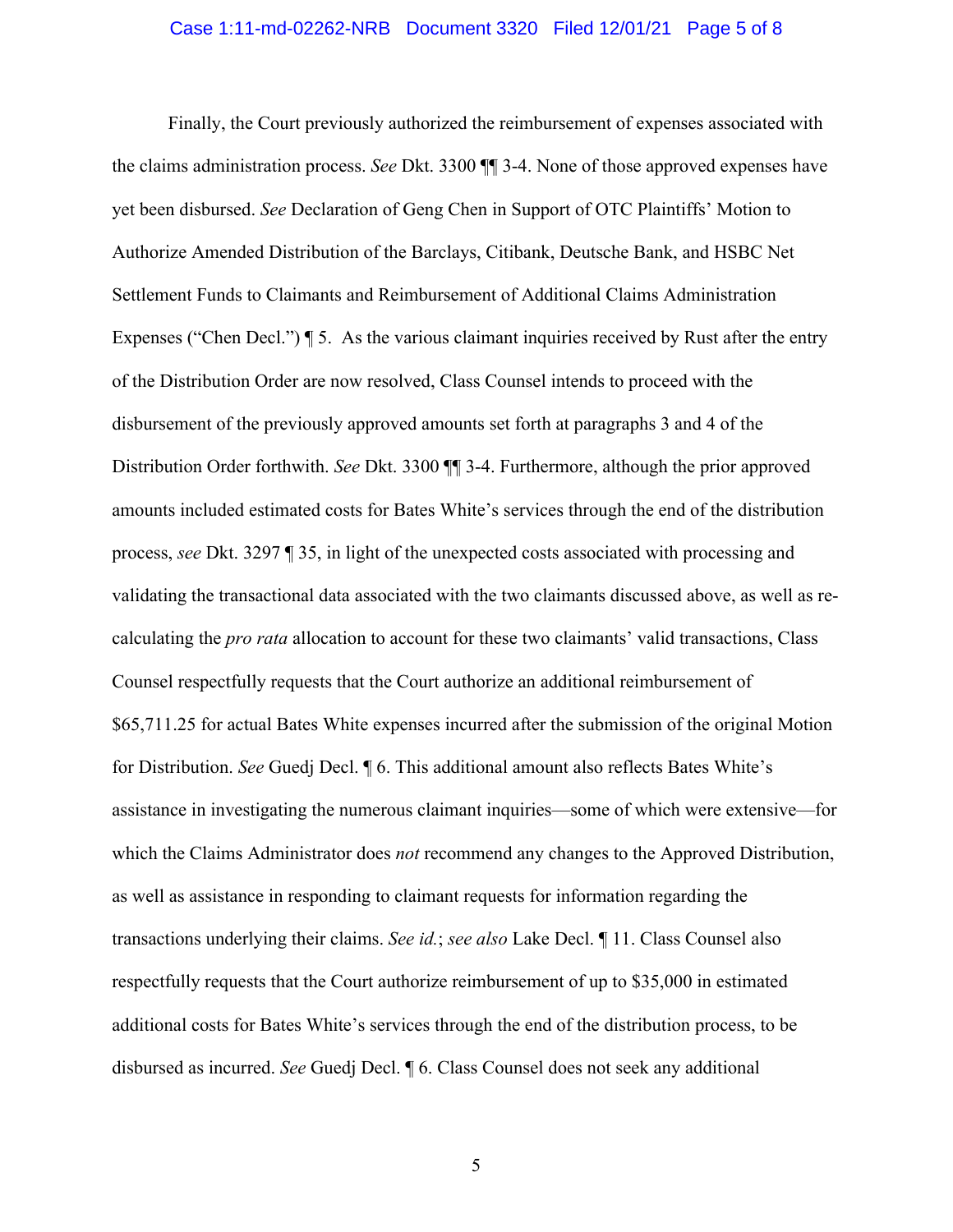Finally, the Court previously authorized the reimbursement of expenses associated with the claims administration process. *See* Dkt. 3300 ¶¶ 3-4. None of those approved expenses have yet been disbursed. *See* Declaration of Geng Chen in Support of OTC Plaintiffs' Motion to Authorize Amended Distribution of the Barclays, Citibank, Deutsche Bank, and HSBC Net Settlement Funds to Claimants and Reimbursement of Additional Claims Administration Expenses ("Chen Decl.") ¶ 5. As the various claimant inquiries received by Rust after the entry of the Distribution Order are now resolved, Class Counsel intends to proceed with the disbursement of the previously approved amounts set forth at paragraphs 3 and 4 of the Distribution Order forthwith. *See* Dkt. 3300 ¶¶ 3-4. Furthermore, although the prior approved amounts included estimated costs for Bates White's services through the end of the distribution process, *see* Dkt. 3297 ¶ 35, in light of the unexpected costs associated with processing and validating the transactional data associated with the two claimants discussed above, as well as re-calculating the *pro rata* allocation to account for these two claimants' valid transactions, Class Counsel respectfully requests that the Court authorize an additional reimbursement of $65,711.25 for actual Bates White expenses incurred after the submission of the original Motion for Distribution. *See* Guedj Decl. ¶ 6. This additional amount also reflects Bates White's assistance in investigating the numerous claimant inquiries—some of which were extensive—for which the Claims Administrator does *not* recommend any changes to the Approved Distribution, as well as assistance in responding to claimant requests for information regarding the transactions underlying their claims. *See id.*; *see also* Lake Decl. ¶ 11. Class Counsel also respectfully requests that the Court authorize reimbursement of up to $35,000 in estimated additional costs for Bates White's services through the end of the distribution process, to be disbursed as incurred. *See* Guedj Decl. ¶ 6. Class Counsel does not seek any additional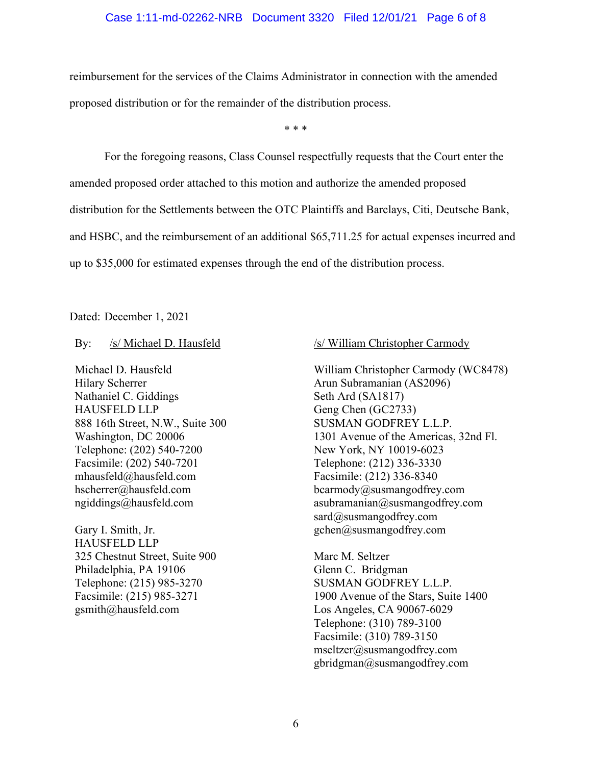reimbursement for the services of the Claims Administrator in connection with the amended proposed distribution or for the remainder of the distribution process.

\* \* \*

For the foregoing reasons, Class Counsel respectfully requests that the Court enter the amended proposed order attached to this motion and authorize the amended proposed distribution for the Settlements between the OTC Plaintiffs and Barclays, Citi, Deutsche Bank, and HSBC, and the reimbursement of an additional $65,711.25 for actual expenses incurred and up to $35,000 for estimated expenses through the end of the distribution process.

Dated: December 1, 2021

By: /s/ Michael D. Hausfeld

Michael D. Hausfeld
Hilary Scherrer
Nathaniel C. Giddings
HAUSFELD LLP
888 16th Street, N.W., Suite 300
Washington, DC 20006
Telephone: (202) 540-7200
Facsimile: (202) 540-7201
mhausfeld@hausfeld.com
hscherrer@hausfeld.com
ngiddings@hausfeld.com

Gary I. Smith, Jr.
HAUSFELD LLP
325 Chestnut Street, Suite 900
Philadelphia, PA 19106
Telephone: (215) 985-3270
Facsimile: (215) 985-3271
gsmith@hausfeld.com

/s/ William Christopher Carmody

William Christopher Carmody (WC8478)
Arun Subramanian (AS2096)
Seth Ard (SA1817)
Geng Chen (GC2733)
SUSMAN GODFREY L.L.P.
1301 Avenue of the Americas, 32nd Fl.
New York, NY 10019-6023
Telephone: (212) 336-3330
Facsimile: (212) 336-8340
bcarmody@susmangodfrey.com
asubramanian@susmangodfrey.com
sard@susmangodfrey.com
gchen@susmangodfrey.com

Marc M. Seltzer
Glenn C. Bridgman
SUSMAN GODFREY L.L.P.
1900 Avenue of the Stars, Suite 1400
Los Angeles, CA 90067-6029
Telephone: (310) 789-3100
Facsimile: (310) 789-3150
mseltzer@susmangodfrey.com
gbridgman@susmangodfrey.com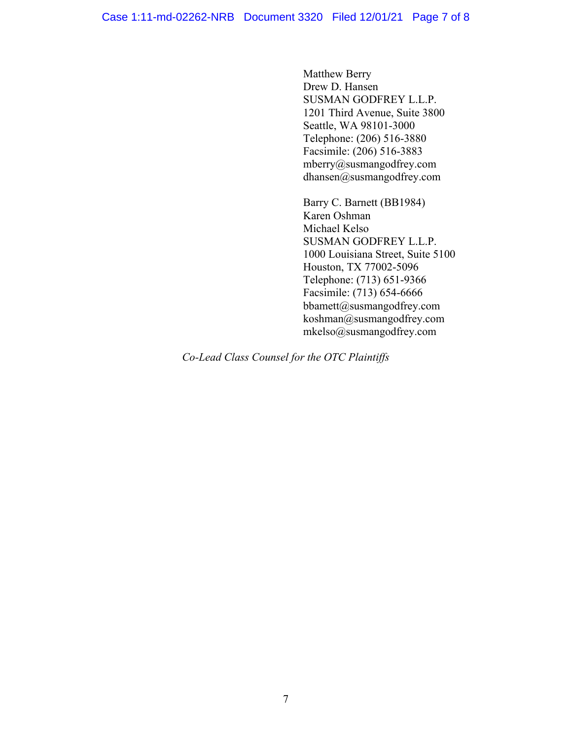Matthew Berry
Drew D. Hansen
SUSMAN GODFREY L.L.P.
1201 Third Avenue, Suite 3800
Seattle, WA 98101-3000
Telephone: (206) 516-3880
Facsimile: (206) 516-3883
mberry@susmangodfrey.com
dhansen@susmangodfrey.com

Barry C. Barnett (BB1984)
Karen Oshman
Michael Kelso
SUSMAN GODFREY L.L.P.
1000 Louisiana Street, Suite 5100
Houston, TX 77002-5096
Telephone: (713) 651-9366
Facsimile: (713) 654-6666
bbamett@susmangodfrey.com
koshman@susmangodfrey.com
mkelso@susmangodfrey.com

*Co-Lead Class Counsel for the OTC Plaintiffs*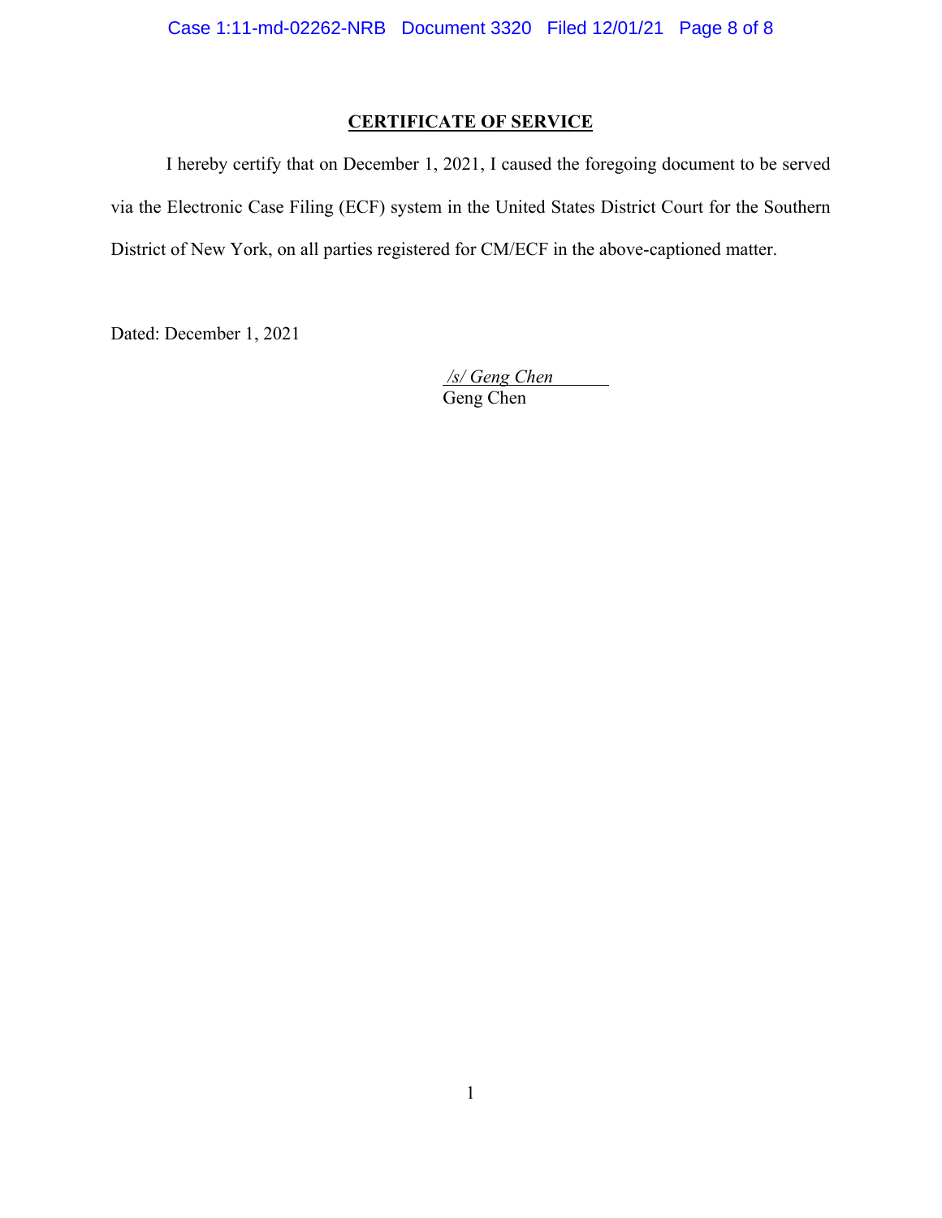## CERTIFICATE OF SERVICE

I hereby certify that on December 1, 2021, I caused the foregoing document to be served via the Electronic Case Filing (ECF) system in the United States District Court for the Southern District of New York, on all parties registered for CM/ECF in the above-captioned matter.

Dated: December 1, 2021

*/s/ Geng Chen*
Geng Chen